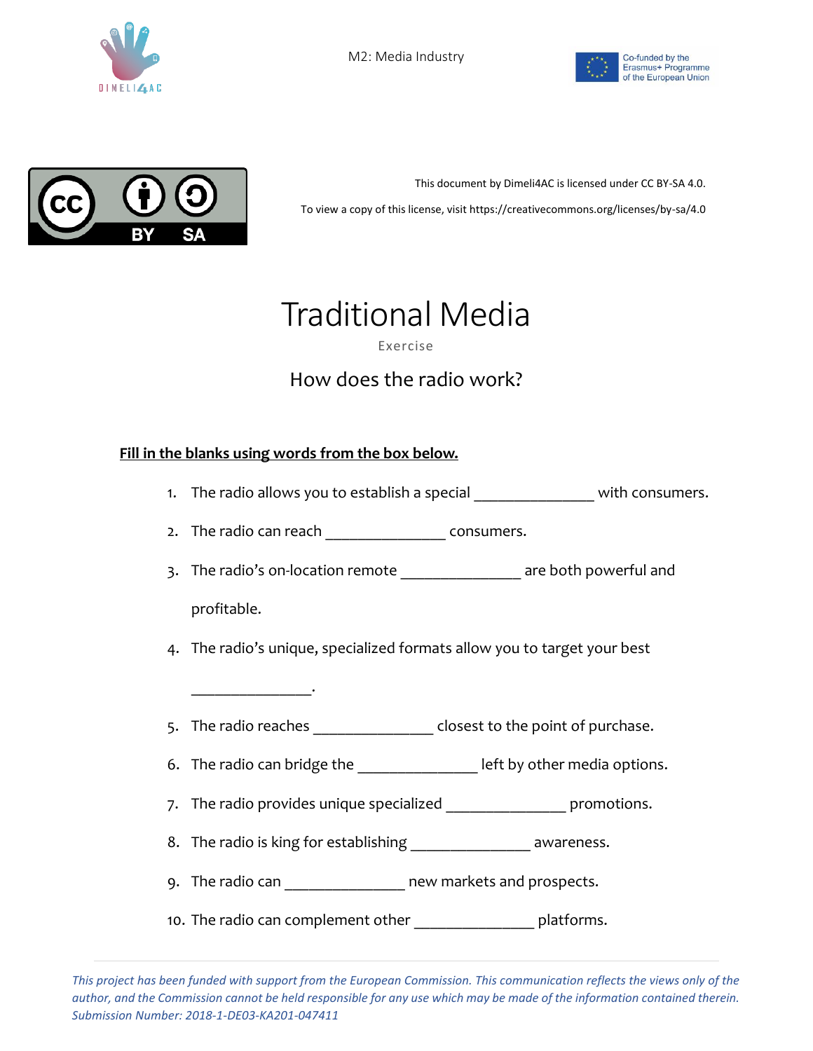# Traditional Media

Exercise

## How does the radio work?

**Fill in the blanks using words from the box below.**

1. The radio allows you to establish a special _______________ with consumers.
2. The radio can reach _______________ consumers.
3. The radio's on-location remote _______________ are both powerful and profitable.
4. The radio's unique, specialized formats allow you to target your best _______________.
5. The radio reaches _______________ closest to the point of purchase.
6. The radio can bridge the _______________ left by other media options.
7. The radio provides unique specialized _______________ promotions.
8. The radio is king for establishing _______________ awareness.
9. The radio can _______________ new markets and prospects.
10. The radio can complement other _______________ platforms.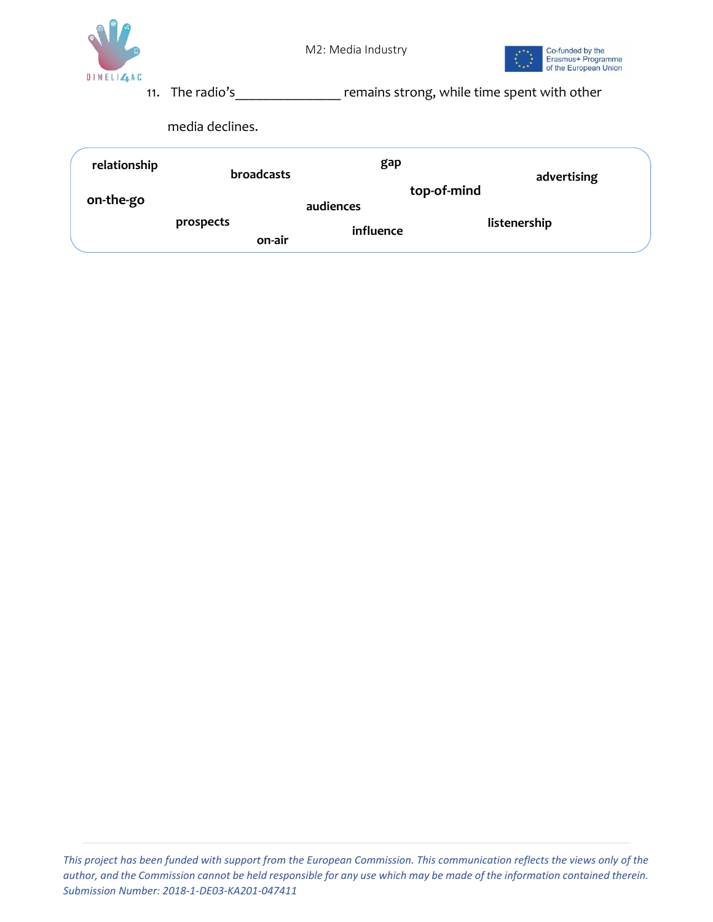11. The radio's_______________ remains strong, while time spent with other media declines.

**relationship** **broadcasts** **gap** **advertising** **on-the-go** **top-of-mind** **audiences** **prospects** **listenership** **influence** **on-air**